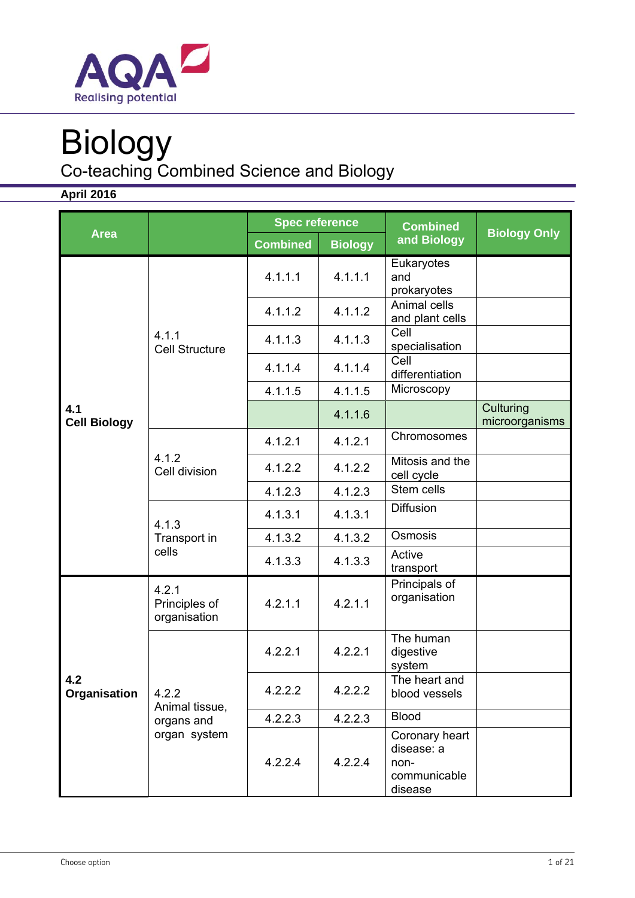# Biology

## Co-teaching Combined Science and Biology

**April 2016**

| Area | | Spec reference | | Combined and Biology | Biology Only |
|---|---|---|---|---|---|
| | | Combined | Biology | | |
| **4.1 Cell Biology** | 4.1.1 Cell Structure | 4.1.1.1 | 4.1.1.1 | Eukaryotes and prokaryotes | |
| | | 4.1.1.2 | 4.1.1.2 | Animal cells and plant cells | |
| | | 4.1.1.3 | 4.1.1.3 | Cell specialisation | |
| | | 4.1.1.4 | 4.1.1.4 | Cell differentiation | |
| | | 4.1.1.5 | 4.1.1.5 | Microscopy | |
| | | | 4.1.1.6 | | Culturing microorganisms |
| | 4.1.2 Cell division | 4.1.2.1 | 4.1.2.1 | Chromosomes | |
| | | 4.1.2.2 | 4.1.2.2 | Mitosis and the cell cycle | |
| | | 4.1.2.3 | 4.1.2.3 | Stem cells | |
| | 4.1.3 Transport in cells | 4.1.3.1 | 4.1.3.1 | Diffusion | |
| | | 4.1.3.2 | 4.1.3.2 | Osmosis | |
| | | 4.1.3.3 | 4.1.3.3 | Active transport | |
| **4.2 Organisation** | 4.2.1 Principles of organisation | 4.2.1.1 | 4.2.1.1 | Principals of organisation | |
| | 4.2.2 Animal tissue, organs and organ system | 4.2.2.1 | 4.2.2.1 | The human digestive system | |
| | | 4.2.2.2 | 4.2.2.2 | The heart and blood vessels | |
| | | 4.2.2.3 | 4.2.2.3 | Blood | |
| | | 4.2.2.4 | 4.2.2.4 | Coronary heart disease: a non-communicable disease | |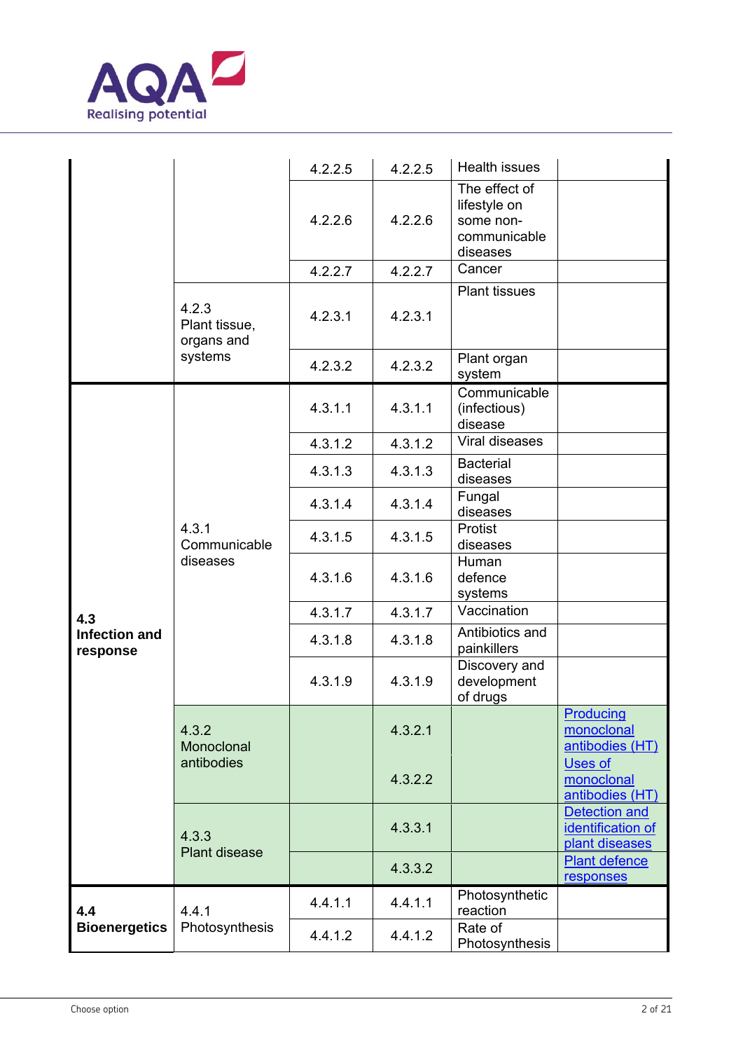| | | | | | |
|---|---|---|---|---|---|
| | | 4.2.2.5 | 4.2.2.5 | Health issues | |
| | | 4.2.2.6 | 4.2.2.6 | The effect of lifestyle on some non-communicable diseases | |
| | | 4.2.2.7 | 4.2.2.7 | Cancer | |
| | 4.2.3 Plant tissue, organs and systems | 4.2.3.1 | 4.2.3.1 | Plant tissues | |
| | | 4.2.3.2 | 4.2.3.2 | Plant organ system | |
| **4.3 Infection and response** | 4.3.1 Communicable diseases | 4.3.1.1 | 4.3.1.1 | Communicable (infectious) disease | |
| | | 4.3.1.2 | 4.3.1.2 | Viral diseases | |
| | | 4.3.1.3 | 4.3.1.3 | Bacterial diseases | |
| | | 4.3.1.4 | 4.3.1.4 | Fungal diseases | |
| | | 4.3.1.5 | 4.3.1.5 | Protist diseases | |
| | | 4.3.1.6 | 4.3.1.6 | Human defence systems | |
| | | 4.3.1.7 | 4.3.1.7 | Vaccination | |
| | | 4.3.1.8 | 4.3.1.8 | Antibiotics and painkillers | |
| | | 4.3.1.9 | 4.3.1.9 | Discovery and development of drugs | |
| | 4.3.2 Monoclonal antibodies | | 4.3.2.1 | | Producing monoclonal antibodies (HT) |
| | | | 4.3.2.2 | | Uses of monoclonal antibodies (HT) |
| | 4.3.3 Plant disease | | 4.3.3.1 | | Detection and identification of plant diseases |
| | | | 4.3.3.2 | | Plant defence responses |
| **4.4 Bioenergetics** | 4.4.1 Photosynthesis | 4.4.1.1 | 4.4.1.1 | Photosynthetic reaction | |
| | | 4.4.1.2 | 4.4.1.2 | Rate of Photosynthesis | |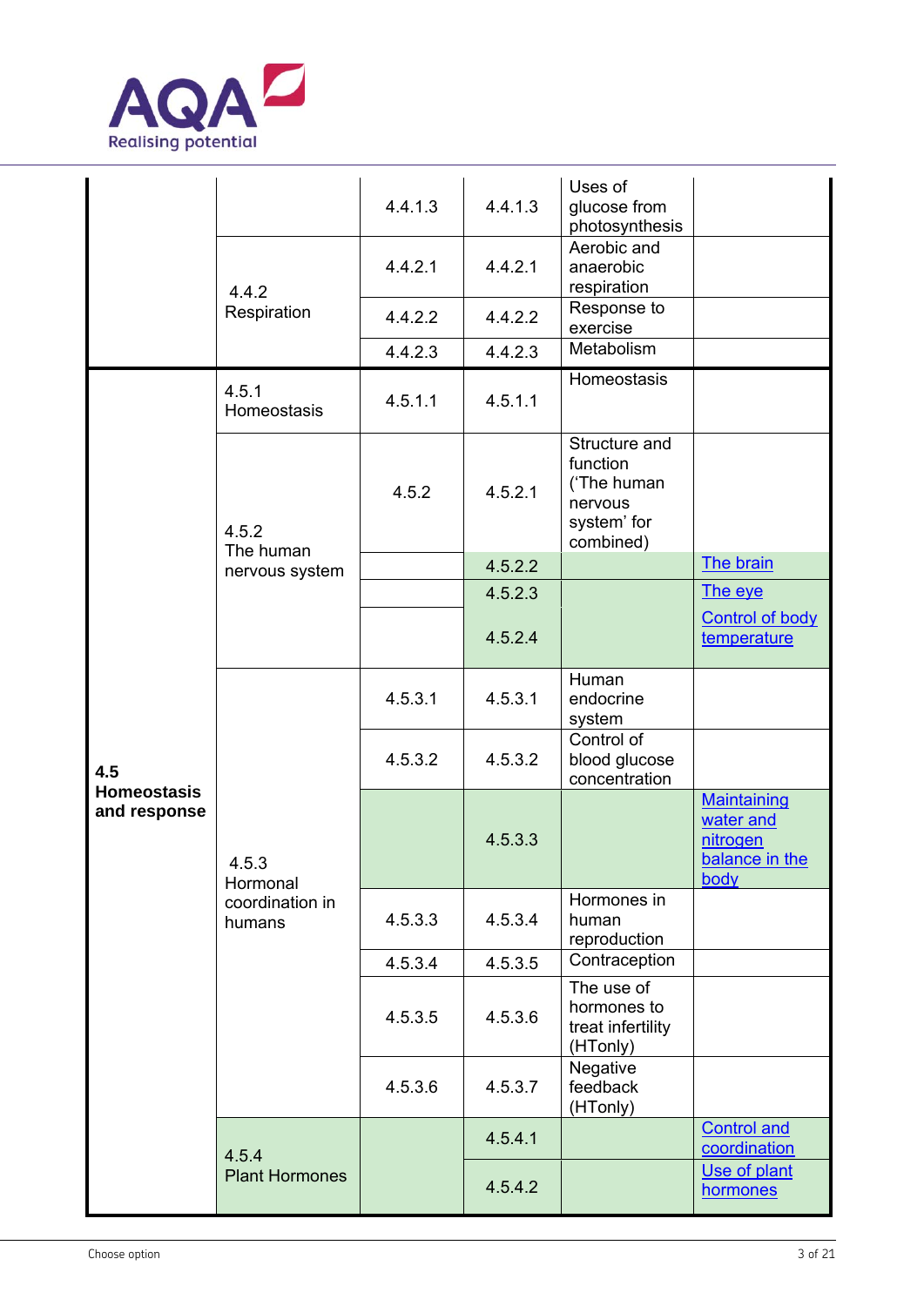| | | | | | |
|---|---|---|---|---|---|
| | | 4.4.1.3 | 4.4.1.3 | Uses of glucose from photosynthesis | |
| | 4.4.2 Respiration | 4.4.2.1 | 4.4.2.1 | Aerobic and anaerobic respiration | |
| | | 4.4.2.2 | 4.4.2.2 | Response to exercise | |
| | | 4.4.2.3 | 4.4.2.3 | Metabolism | |
| **4.5 Homeostasis and response** | 4.5.1 Homeostasis | 4.5.1.1 | 4.5.1.1 | Homeostasis | |
| | 4.5.2 The human nervous system | 4.5.2 | 4.5.2.1 | Structure and function ('The human nervous system' for combined) | |
| | | | 4.5.2.2 | | The brain |
| | | | 4.5.2.3 | | The eye |
| | | | 4.5.2.4 | | Control of body temperature |
| | 4.5.3 Hormonal coordination in humans | 4.5.3.1 | 4.5.3.1 | Human endocrine system | |
| | | 4.5.3.2 | 4.5.3.2 | Control of blood glucose concentration | |
| | | | 4.5.3.3 | | Maintaining water and nitrogen balance in the body |
| | | 4.5.3.3 | 4.5.3.4 | Hormones in human reproduction | |
| | | 4.5.3.4 | 4.5.3.5 | Contraception | |
| | | 4.5.3.5 | 4.5.3.6 | The use of hormones to treat infertility (HTonly) | |
| | | 4.5.3.6 | 4.5.3.7 | Negative feedback (HTonly) | |
| | 4.5.4 Plant Hormones | | 4.5.4.1 | | Control and coordination |
| | | | 4.5.4.2 | | Use of plant hormones |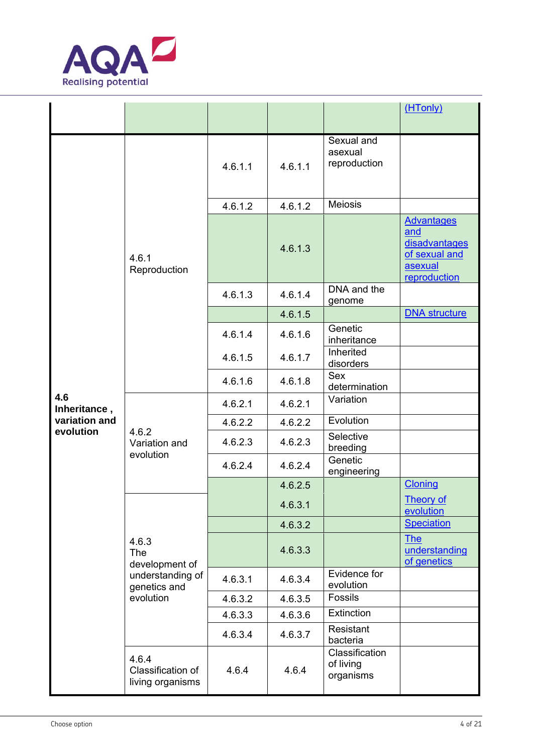| | | | | | |
|---|---|---|---|---|---|
| | | | | | (HTonly) |
| 4.6 Inheritance , variation and evolution | 4.6.1 Reproduction | 4.6.1.1 | 4.6.1.1 | Sexual and asexual reproduction | |
| | | 4.6.1.2 | 4.6.1.2 | Meiosis | |
| | | | 4.6.1.3 | | Advantages and disadvantages of sexual and asexual reproduction |
| | | 4.6.1.3 | 4.6.1.4 | DNA and the genome | |
| | | | 4.6.1.5 | | DNA structure |
| | | 4.6.1.4 | 4.6.1.6 | Genetic inheritance | |
| | | 4.6.1.5 | 4.6.1.7 | Inherited disorders | |
| | | 4.6.1.6 | 4.6.1.8 | Sex determination | |
| | 4.6.2 Variation and evolution | 4.6.2.1 | 4.6.2.1 | Variation | |
| | | 4.6.2.2 | 4.6.2.2 | Evolution | |
| | | 4.6.2.3 | 4.6.2.3 | Selective breeding | |
| | | 4.6.2.4 | 4.6.2.4 | Genetic engineering | |
| | | | 4.6.2.5 | | Cloning |
| | 4.6.3 The development of understanding of genetics and evolution | | 4.6.3.1 | | Theory of evolution |
| | | | 4.6.3.2 | | Speciation |
| | | | 4.6.3.3 | | The understanding of genetics |
| | | 4.6.3.1 | 4.6.3.4 | Evidence for evolution | |
| | | 4.6.3.2 | 4.6.3.5 | Fossils | |
| | | 4.6.3.3 | 4.6.3.6 | Extinction | |
| | | 4.6.3.4 | 4.6.3.7 | Resistant bacteria | |
| | 4.6.4 Classification of living organisms | 4.6.4 | 4.6.4 | Classification of living organisms | |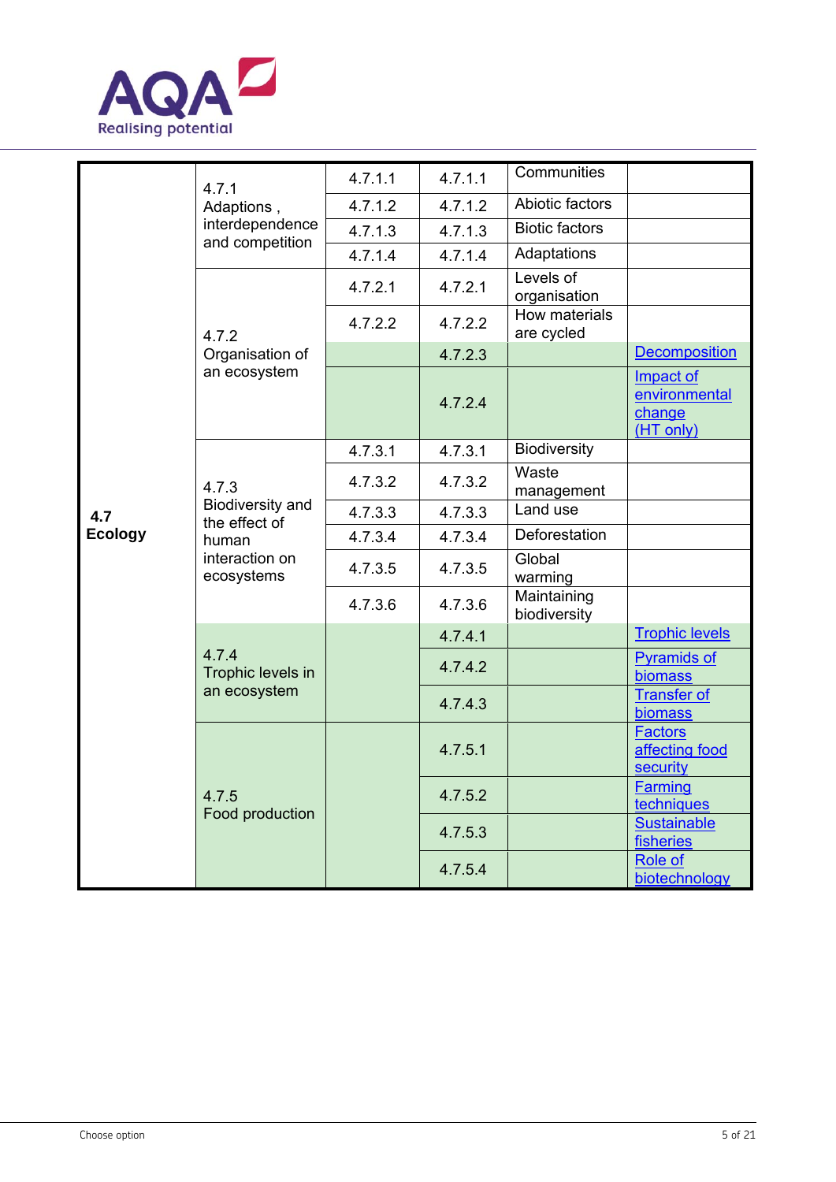| | | | | | |
|---|---|---|---|---|---|
| **4.7 Ecology** | 4.7.1 Adaptions , interdependence and competition | 4.7.1.1 | 4.7.1.1 | Communities | |
| | | 4.7.1.2 | 4.7.1.2 | Abiotic factors | |
| | | 4.7.1.3 | 4.7.1.3 | Biotic factors | |
| | | 4.7.1.4 | 4.7.1.4 | Adaptations | |
| | 4.7.2 Organisation of an ecosystem | 4.7.2.1 | 4.7.2.1 | Levels of organisation | |
| | | 4.7.2.2 | 4.7.2.2 | How materials are cycled | |
| | | | 4.7.2.3 | | Decomposition |
| | | | 4.7.2.4 | | Impact of environmental change (HT only) |
| | 4.7.3 Biodiversity and the effect of human interaction on ecosystems | 4.7.3.1 | 4.7.3.1 | Biodiversity | |
| | | 4.7.3.2 | 4.7.3.2 | Waste management | |
| | | 4.7.3.3 | 4.7.3.3 | Land use | |
| | | 4.7.3.4 | 4.7.3.4 | Deforestation | |
| | | 4.7.3.5 | 4.7.3.5 | Global warming | |
| | | 4.7.3.6 | 4.7.3.6 | Maintaining biodiversity | |
| | 4.7.4 Trophic levels in an ecosystem | | 4.7.4.1 | | Trophic levels |
| | | | 4.7.4.2 | | Pyramids of biomass |
| | | | 4.7.4.3 | | Transfer of biomass |
| | 4.7.5 Food production | | 4.7.5.1 | | Factors affecting food security |
| | | | 4.7.5.2 | | Farming techniques |
| | | | 4.7.5.3 | | Sustainable fisheries |
| | | | 4.7.5.4 | | Role of biotechnology |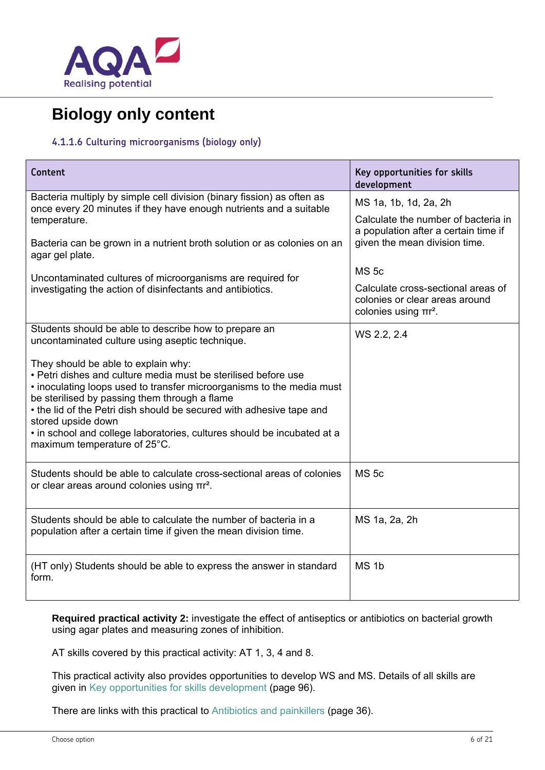# Biology only content

### 4.1.1.6 Culturing microorganisms (biology only)

| Content | Key opportunities for skills development |
|---|---|
| Bacteria multiply by simple cell division (binary fission) as often as once every 20 minutes if they have enough nutrients and a suitable temperature.<br><br>Bacteria can be grown in a nutrient broth solution or as colonies on an agar gel plate.<br><br>Uncontaminated cultures of microorganisms are required for investigating the action of disinfectants and antibiotics. | MS 1a, 1b, 1d, 2a, 2h<br><br>Calculate the number of bacteria in a population after a certain time if given the mean division time.<br><br>MS 5c<br><br>Calculate cross-sectional areas of colonies or clear areas around colonies using $\pi r^2$. |
| Students should be able to describe how to prepare an uncontaminated culture using aseptic technique.<br><br>They should be able to explain why:<br>• Petri dishes and culture media must be sterilised before use<br>• inoculating loops used to transfer microorganisms to the media must be sterilised by passing them through a flame<br>• the lid of the Petri dish should be secured with adhesive tape and stored upside down<br>• in school and college laboratories, cultures should be incubated at a maximum temperature of 25°C. | WS 2.2, 2.4 |
| Students should be able to calculate cross-sectional areas of colonies or clear areas around colonies using $\pi r^2$. | MS 5c |
| Students should be able to calculate the number of bacteria in a population after a certain time if given the mean division time. | MS 1a, 2a, 2h |
| (HT only) Students should be able to express the answer in standard form. | MS 1b |

**Required practical activity 2:** investigate the effect of antiseptics or antibiotics on bacterial growth using agar plates and measuring zones of inhibition.

AT skills covered by this practical activity: AT 1, 3, 4 and 8.

This practical activity also provides opportunities to develop WS and MS. Details of all skills are given in Key opportunities for skills development (page 96).

There are links with this practical to Antibiotics and painkillers (page 36).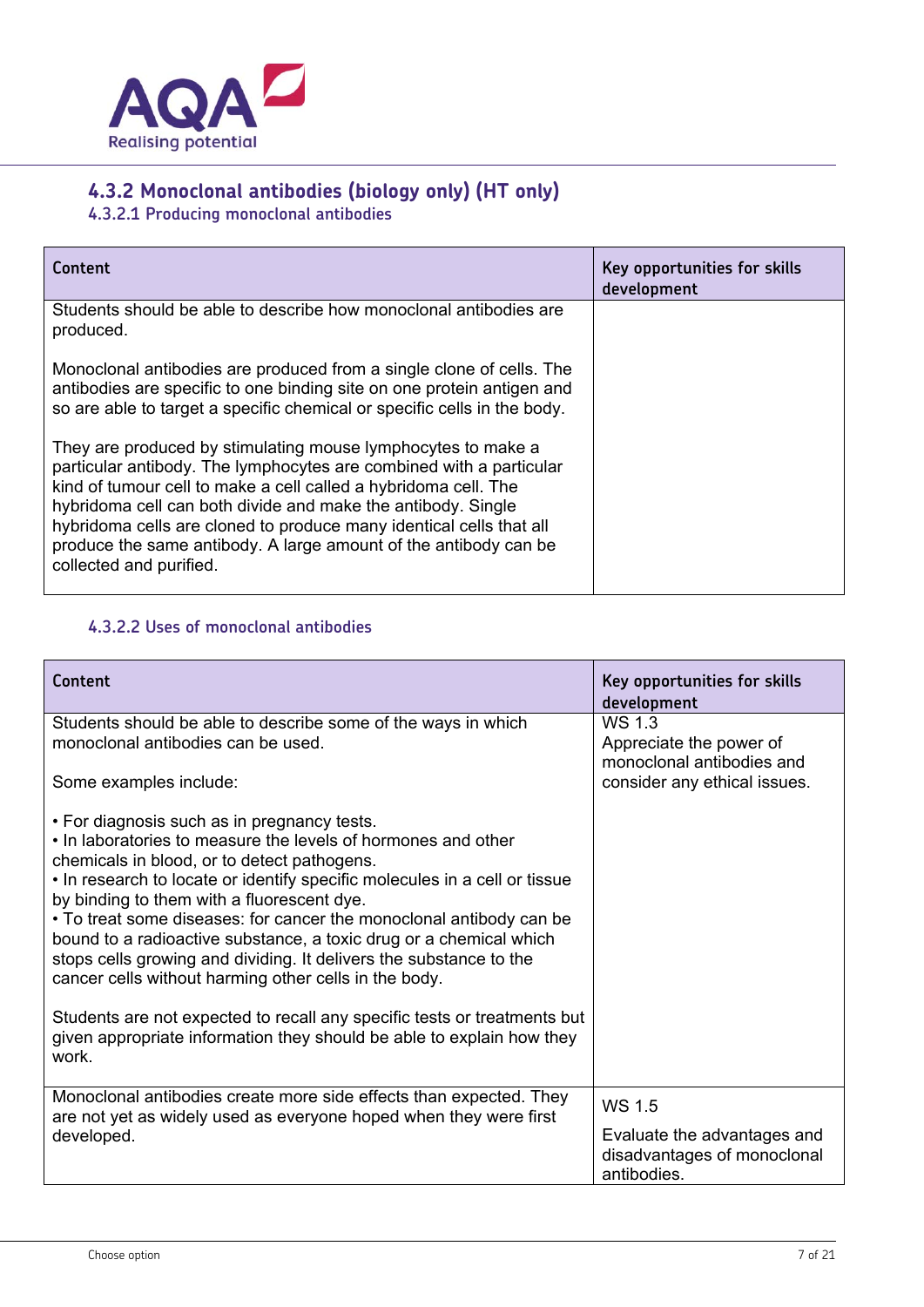## 4.3.2 Monoclonal antibodies (biology only) (HT only)

### 4.3.2.1 Producing monoclonal antibodies

| Content | Key opportunities for skills development |
|---|---|
| Students should be able to describe how monoclonal antibodies are produced.<br><br>Monoclonal antibodies are produced from a single clone of cells. The antibodies are specific to one binding site on one protein antigen and so are able to target a specific chemical or specific cells in the body.<br><br>They are produced by stimulating mouse lymphocytes to make a particular antibody. The lymphocytes are combined with a particular kind of tumour cell to make a cell called a hybridoma cell. The hybridoma cell can both divide and make the antibody. Single hybridoma cells are cloned to produce many identical cells that all produce the same antibody. A large amount of the antibody can be collected and purified. | |

### 4.3.2.2 Uses of monoclonal antibodies

| Content | Key opportunities for skills development |
|---|---|
| Students should be able to describe some of the ways in which monoclonal antibodies can be used.<br><br>Some examples include:<br><br>• For diagnosis such as in pregnancy tests.<br>• In laboratories to measure the levels of hormones and other chemicals in blood, or to detect pathogens.<br>• In research to locate or identify specific molecules in a cell or tissue by binding to them with a fluorescent dye.<br>• To treat some diseases: for cancer the monoclonal antibody can be bound to a radioactive substance, a toxic drug or a chemical which stops cells growing and dividing. It delivers the substance to the cancer cells without harming other cells in the body.<br><br>Students are not expected to recall any specific tests or treatments but given appropriate information they should be able to explain how they work. | WS 1.3<br>Appreciate the power of monoclonal antibodies and consider any ethical issues. |
| Monoclonal antibodies create more side effects than expected. They are not yet as widely used as everyone hoped when they were first developed. | WS 1.5<br><br>Evaluate the advantages and disadvantages of monoclonal antibodies. |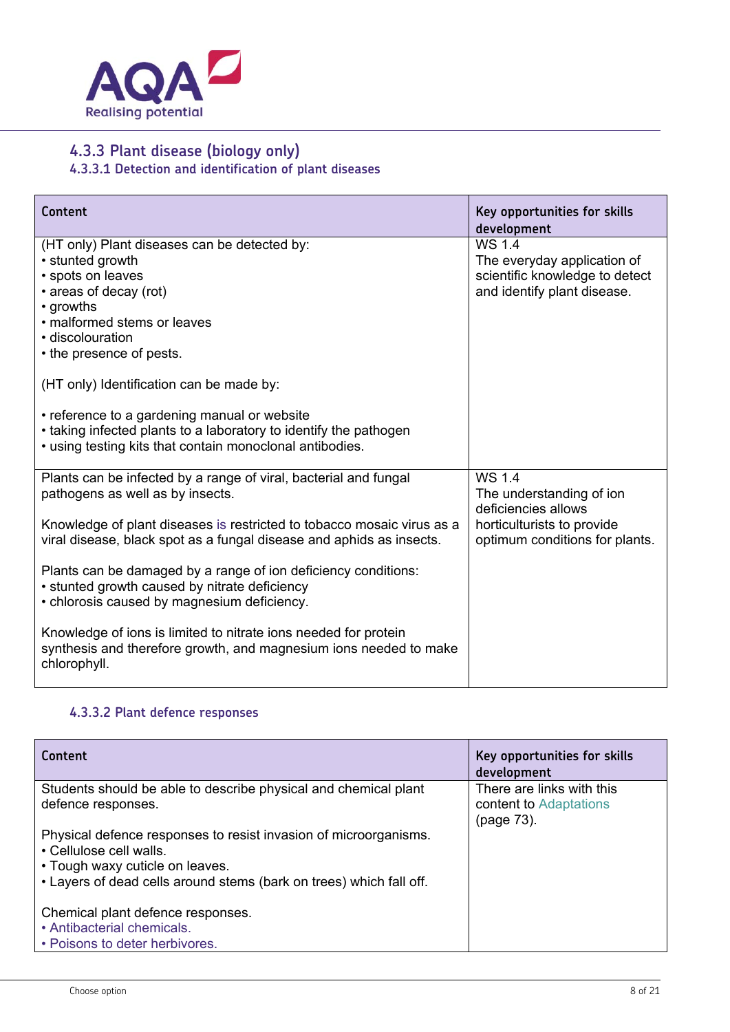## 4.3.3 Plant disease (biology only)

### 4.3.3.1 Detection and identification of plant diseases

| Content | Key opportunities for skills development |
|---|---|
| (HT only) Plant diseases can be detected by:<br>• stunted growth<br>• spots on leaves<br>• areas of decay (rot)<br>• growths<br>• malformed stems or leaves<br>• discolouration<br>• the presence of pests.<br><br>(HT only) Identification can be made by:<br><br>• reference to a gardening manual or website<br>• taking infected plants to a laboratory to identify the pathogen<br>• using testing kits that contain monoclonal antibodies. | WS 1.4<br>The everyday application of scientific knowledge to detect and identify plant disease. |
| Plants can be infected by a range of viral, bacterial and fungal pathogens as well as by insects.<br><br>Knowledge of plant diseases is restricted to tobacco mosaic virus as a viral disease, black spot as a fungal disease and aphids as insects.<br><br>Plants can be damaged by a range of ion deficiency conditions:<br>• stunted growth caused by nitrate deficiency<br>• chlorosis caused by magnesium deficiency.<br><br>Knowledge of ions is limited to nitrate ions needed for protein synthesis and therefore growth, and magnesium ions needed to make chlorophyll. | WS 1.4<br>The understanding of ion deficiencies allows horticulturists to provide optimum conditions for plants. |

### 4.3.3.2 Plant defence responses

| Content | Key opportunities for skills development |
|---|---|
| Students should be able to describe physical and chemical plant defence responses.<br><br>Physical defence responses to resist invasion of microorganisms.<br>• Cellulose cell walls.<br>• Tough waxy cuticle on leaves.<br>• Layers of dead cells around stems (bark on trees) which fall off.<br><br>Chemical plant defence responses.<br>• Antibacterial chemicals.<br>• Poisons to deter herbivores. | There are links with this content to Adaptations (page 73). |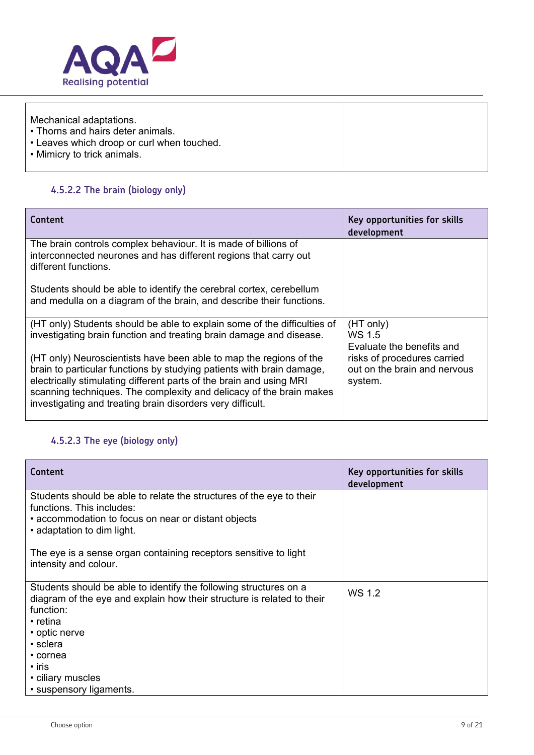| Content | Key opportunities for skills development |
|---|---|
| Mechanical adaptations.<br>• Thorns and hairs deter animals.<br>• Leaves which droop or curl when touched.<br>• Mimicry to trick animals. | |

### 4.5.2.2 The brain (biology only)

| Content | Key opportunities for skills development |
|---|---|
| The brain controls complex behaviour. It is made of billions of interconnected neurones and has different regions that carry out different functions.<br><br>Students should be able to identify the cerebral cortex, cerebellum and medulla on a diagram of the brain, and describe their functions. | |
| (HT only) Students should be able to explain some of the difficulties of investigating brain function and treating brain damage and disease.<br><br>(HT only) Neuroscientists have been able to map the regions of the brain to particular functions by studying patients with brain damage, electrically stimulating different parts of the brain and using MRI scanning techniques. The complexity and delicacy of the brain makes investigating and treating brain disorders very difficult. | (HT only)<br>WS 1.5<br>Evaluate the benefits and risks of procedures carried out on the brain and nervous system. |

### 4.5.2.3 The eye (biology only)

| Content | Key opportunities for skills development |
|---|---|
| Students should be able to relate the structures of the eye to their functions. This includes:<br>• accommodation to focus on near or distant objects<br>• adaptation to dim light.<br><br>The eye is a sense organ containing receptors sensitive to light intensity and colour. | |
| Students should be able to identify the following structures on a diagram of the eye and explain how their structure is related to their function:<br>• retina<br>• optic nerve<br>• sclera<br>• cornea<br>• iris<br>• ciliary muscles<br>• suspensory ligaments. | WS 1.2 |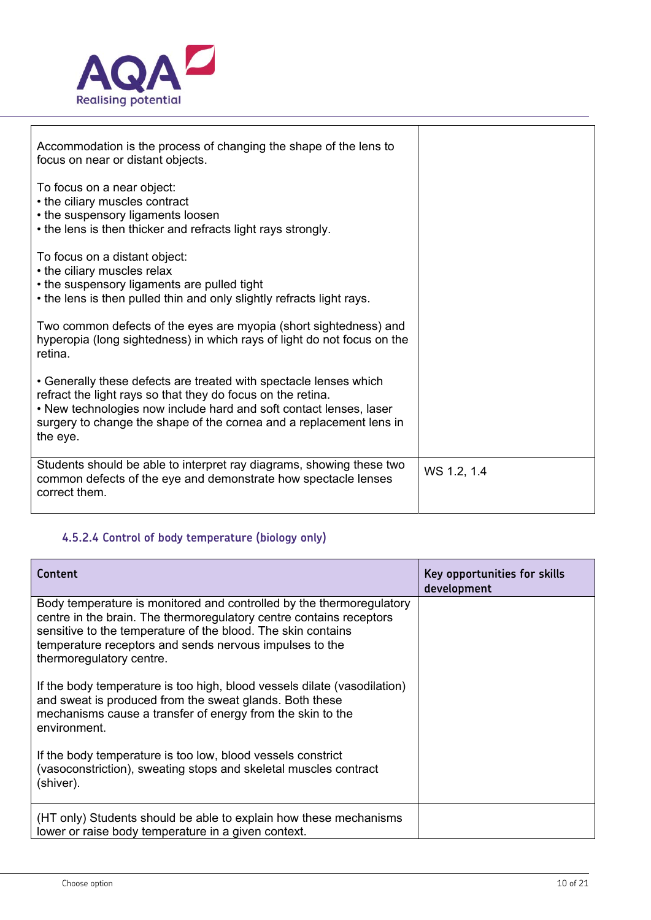| | |
|---|---|
| Accommodation is the process of changing the shape of the lens to focus on near or distant objects.<br><br>To focus on a near object:<br>• the ciliary muscles contract<br>• the suspensory ligaments loosen<br>• the lens is then thicker and refracts light rays strongly.<br><br>To focus on a distant object:<br>• the ciliary muscles relax<br>• the suspensory ligaments are pulled tight<br>• the lens is then pulled thin and only slightly refracts light rays.<br><br>Two common defects of the eyes are myopia (short sightedness) and hyperopia (long sightedness) in which rays of light do not focus on the retina.<br><br>• Generally these defects are treated with spectacle lenses which refract the light rays so that they do focus on the retina.<br>• New technologies now include hard and soft contact lenses, laser surgery to change the shape of the cornea and a replacement lens in the eye. | |
| Students should be able to interpret ray diagrams, showing these two common defects of the eye and demonstrate how spectacle lenses correct them. | WS 1.2, 1.4 |

#### 4.5.2.4 Control of body temperature (biology only)

| Content | Key opportunities for skills development |
|---|---|
| Body temperature is monitored and controlled by the thermoregulatory centre in the brain. The thermoregulatory centre contains receptors sensitive to the temperature of the blood. The skin contains temperature receptors and sends nervous impulses to the thermoregulatory centre.<br><br>If the body temperature is too high, blood vessels dilate (vasodilation) and sweat is produced from the sweat glands. Both these mechanisms cause a transfer of energy from the skin to the environment.<br><br>If the body temperature is too low, blood vessels constrict (vasoconstriction), sweating stops and skeletal muscles contract (shiver). | |
| (HT only) Students should be able to explain how these mechanisms lower or raise body temperature in a given context. | |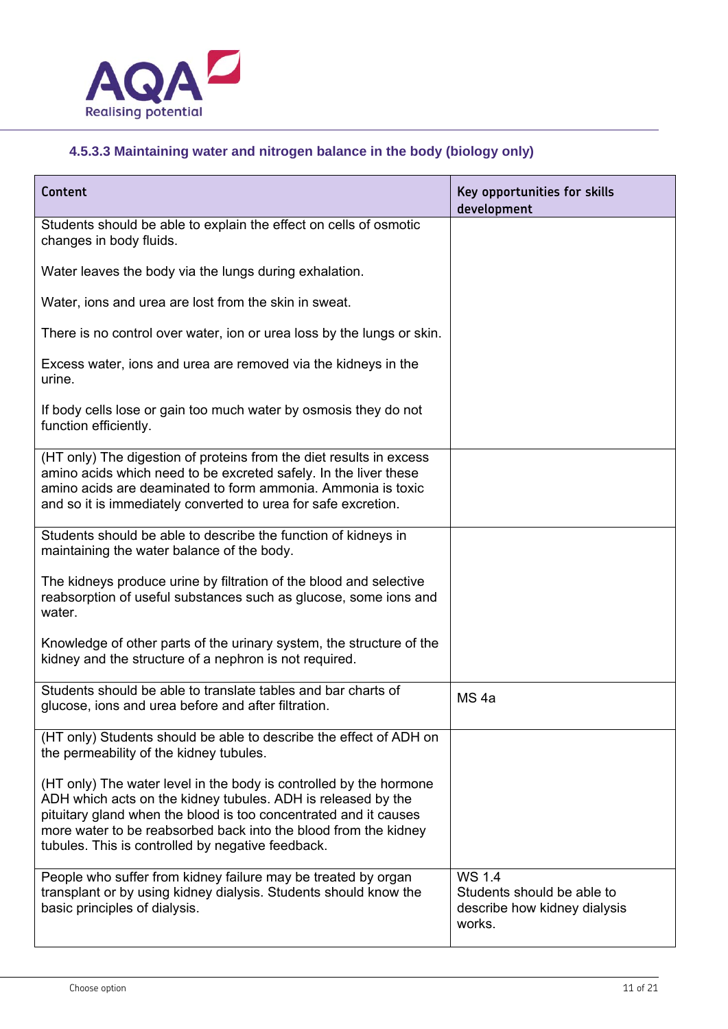### 4.5.3.3 Maintaining water and nitrogen balance in the body (biology only)

| Content | Key opportunities for skills development |
|---|---|
| Students should be able to explain the effect on cells of osmotic changes in body fluids.<br><br>Water leaves the body via the lungs during exhalation.<br><br>Water, ions and urea are lost from the skin in sweat.<br><br>There is no control over water, ion or urea loss by the lungs or skin.<br><br>Excess water, ions and urea are removed via the kidneys in the urine.<br><br>If body cells lose or gain too much water by osmosis they do not function efficiently. | |
| (HT only) The digestion of proteins from the diet results in excess amino acids which need to be excreted safely. In the liver these amino acids are deaminated to form ammonia. Ammonia is toxic and so it is immediately converted to urea for safe excretion. | |
| Students should be able to describe the function of kidneys in maintaining the water balance of the body.<br><br>The kidneys produce urine by filtration of the blood and selective reabsorption of useful substances such as glucose, some ions and water.<br><br>Knowledge of other parts of the urinary system, the structure of the kidney and the structure of a nephron is not required. | |
| Students should be able to translate tables and bar charts of glucose, ions and urea before and after filtration. | MS 4a |
| (HT only) Students should be able to describe the effect of ADH on the permeability of the kidney tubules.<br><br>(HT only) The water level in the body is controlled by the hormone ADH which acts on the kidney tubules. ADH is released by the pituitary gland when the blood is too concentrated and it causes more water to be reabsorbed back into the blood from the kidney tubules. This is controlled by negative feedback. | |
| People who suffer from kidney failure may be treated by organ transplant or by using kidney dialysis. Students should know the basic principles of dialysis. | WS 1.4<br>Students should be able to describe how kidney dialysis works. |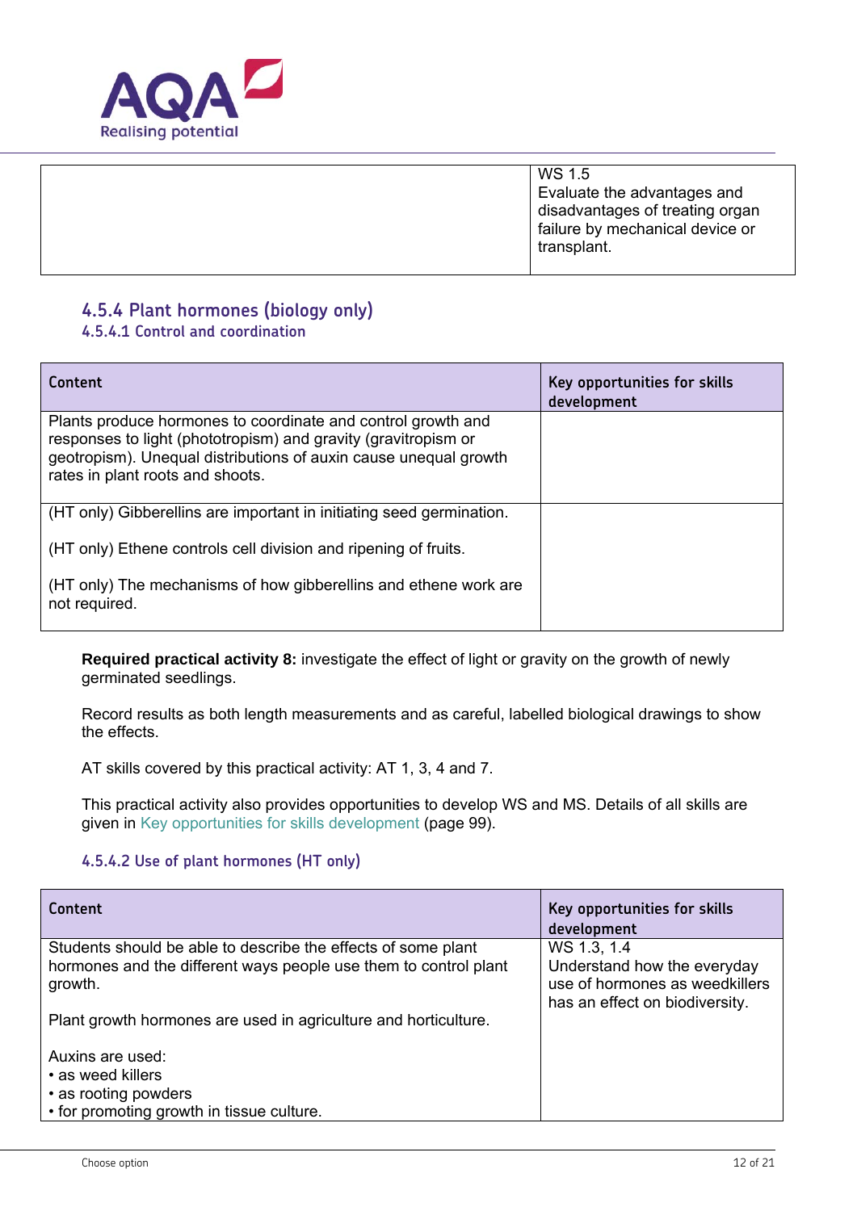| | |
|---|---|
| | WS 1.5<br>Evaluate the advantages and disadvantages of treating organ failure by mechanical device or transplant. |

## 4.5.4 Plant hormones (biology only)

### 4.5.4.1 Control and coordination

| Content | Key opportunities for skills development |
|---|---|
| Plants produce hormones to coordinate and control growth and responses to light (phototropism) and gravity (gravitropism or geotropism). Unequal distributions of auxin cause unequal growth rates in plant roots and shoots. | |
| (HT only) Gibberellins are important in initiating seed germination.<br><br>(HT only) Ethene controls cell division and ripening of fruits.<br><br>(HT only) The mechanisms of how gibberellins and ethene work are not required. | |

**Required practical activity 8:** investigate the effect of light or gravity on the growth of newly germinated seedlings.

Record results as both length measurements and as careful, labelled biological drawings to show the effects.

AT skills covered by this practical activity: AT 1, 3, 4 and 7.

This practical activity also provides opportunities to develop WS and MS. Details of all skills are given in Key opportunities for skills development (page 99).

### 4.5.4.2 Use of plant hormones (HT only)

| Content | Key opportunities for skills development |
|---|---|
| Students should be able to describe the effects of some plant hormones and the different ways people use them to control plant growth.<br><br>Plant growth hormones are used in agriculture and horticulture.<br><br>Auxins are used:<br>• as weed killers<br>• as rooting powders<br>• for promoting growth in tissue culture. | WS 1.3, 1.4<br>Understand how the everyday use of hormones as weedkillers has an effect on biodiversity. |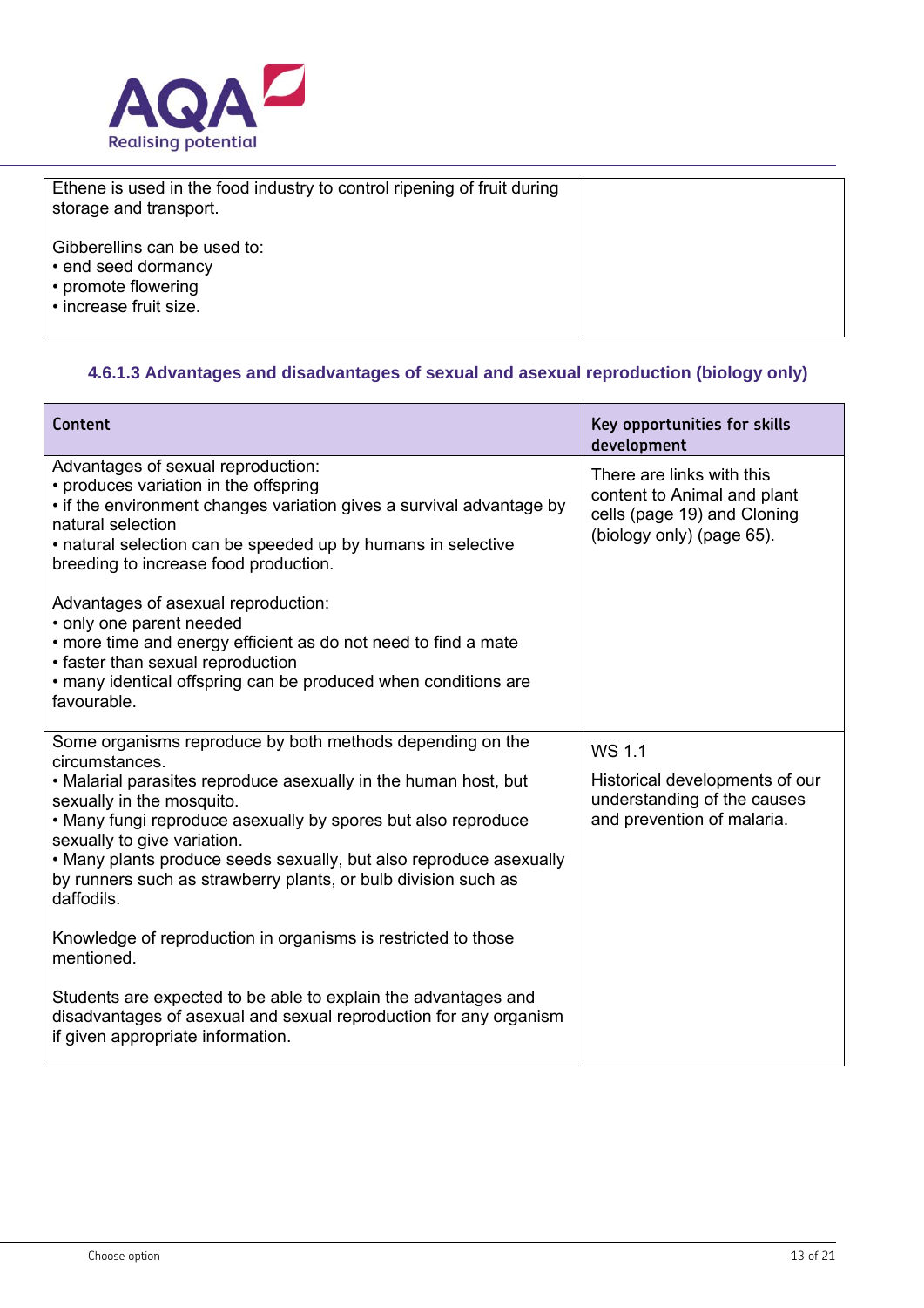| | |
|---|---|
| Ethene is used in the food industry to control ripening of fruit during storage and transport.<br><br>Gibberellins can be used to:<br>• end seed dormancy<br>• promote flowering<br>• increase fruit size. | |

### 4.6.1.3 Advantages and disadvantages of sexual and asexual reproduction (biology only)

| Content | Key opportunities for skills development |
|---|---|
| Advantages of sexual reproduction:<br>• produces variation in the offspring<br>• if the environment changes variation gives a survival advantage by natural selection<br>• natural selection can be speeded up by humans in selective breeding to increase food production.<br><br>Advantages of asexual reproduction:<br>• only one parent needed<br>• more time and energy efficient as do not need to find a mate<br>• faster than sexual reproduction<br>• many identical offspring can be produced when conditions are favourable. | There are links with this content to Animal and plant cells (page 19) and Cloning (biology only) (page 65). |
| Some organisms reproduce by both methods depending on the circumstances.<br>• Malarial parasites reproduce asexually in the human host, but sexually in the mosquito.<br>• Many fungi reproduce asexually by spores but also reproduce sexually to give variation.<br>• Many plants produce seeds sexually, but also reproduce asexually by runners such as strawberry plants, or bulb division such as daffodils.<br><br>Knowledge of reproduction in organisms is restricted to those mentioned.<br><br>Students are expected to be able to explain the advantages and disadvantages of asexual and sexual reproduction for any organism if given appropriate information. | WS 1.1<br><br>Historical developments of our understanding of the causes and prevention of malaria. |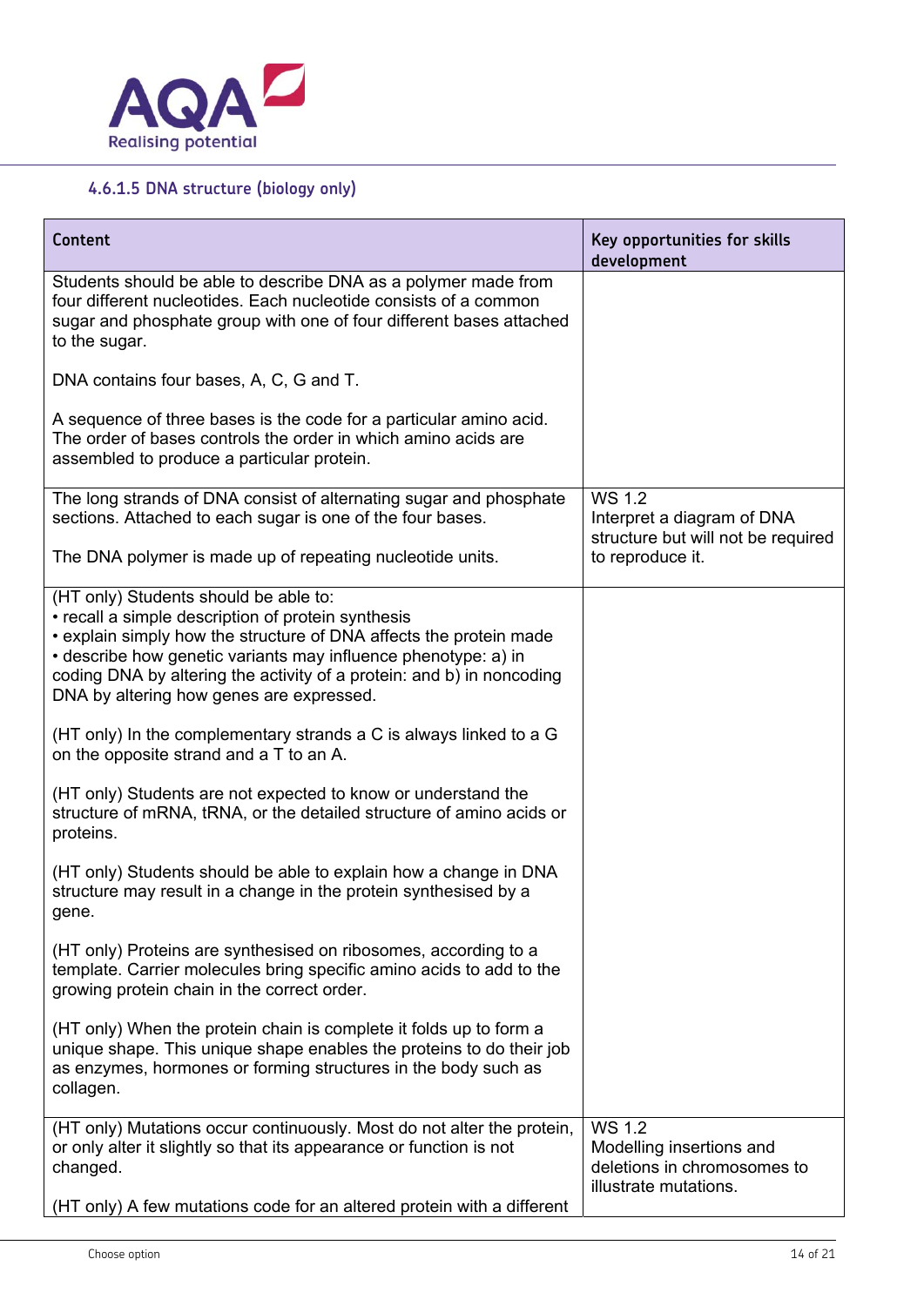### 4.6.1.5 DNA structure (biology only)

| Content | Key opportunities for skills development |
|---|---|
| Students should be able to describe DNA as a polymer made from four different nucleotides. Each nucleotide consists of a common sugar and phosphate group with one of four different bases attached to the sugar.<br><br>DNA contains four bases, A, C, G and T.<br><br>A sequence of three bases is the code for a particular amino acid. The order of bases controls the order in which amino acids are assembled to produce a particular protein. | |
| The long strands of DNA consist of alternating sugar and phosphate sections. Attached to each sugar is one of the four bases.<br><br>The DNA polymer is made up of repeating nucleotide units. | WS 1.2<br>Interpret a diagram of DNA structure but will not be required to reproduce it. |
| (HT only) Students should be able to:<br>• recall a simple description of protein synthesis<br>• explain simply how the structure of DNA affects the protein made<br>• describe how genetic variants may influence phenotype: a) in coding DNA by altering the activity of a protein: and b) in noncoding DNA by altering how genes are expressed.<br><br>(HT only) In the complementary strands a C is always linked to a G on the opposite strand and a T to an A.<br><br>(HT only) Students are not expected to know or understand the structure of mRNA, tRNA, or the detailed structure of amino acids or proteins.<br><br>(HT only) Students should be able to explain how a change in DNA structure may result in a change in the protein synthesised by a gene.<br><br>(HT only) Proteins are synthesised on ribosomes, according to a template. Carrier molecules bring specific amino acids to add to the growing protein chain in the correct order.<br><br>(HT only) When the protein chain is complete it folds up to form a unique shape. This unique shape enables the proteins to do their job as enzymes, hormones or forming structures in the body such as collagen. | |
| (HT only) Mutations occur continuously. Most do not alter the protein, or only alter it slightly so that its appearance or function is not changed.<br><br>(HT only) A few mutations code for an altered protein with a different | WS 1.2<br>Modelling insertions and deletions in chromosomes to illustrate mutations. |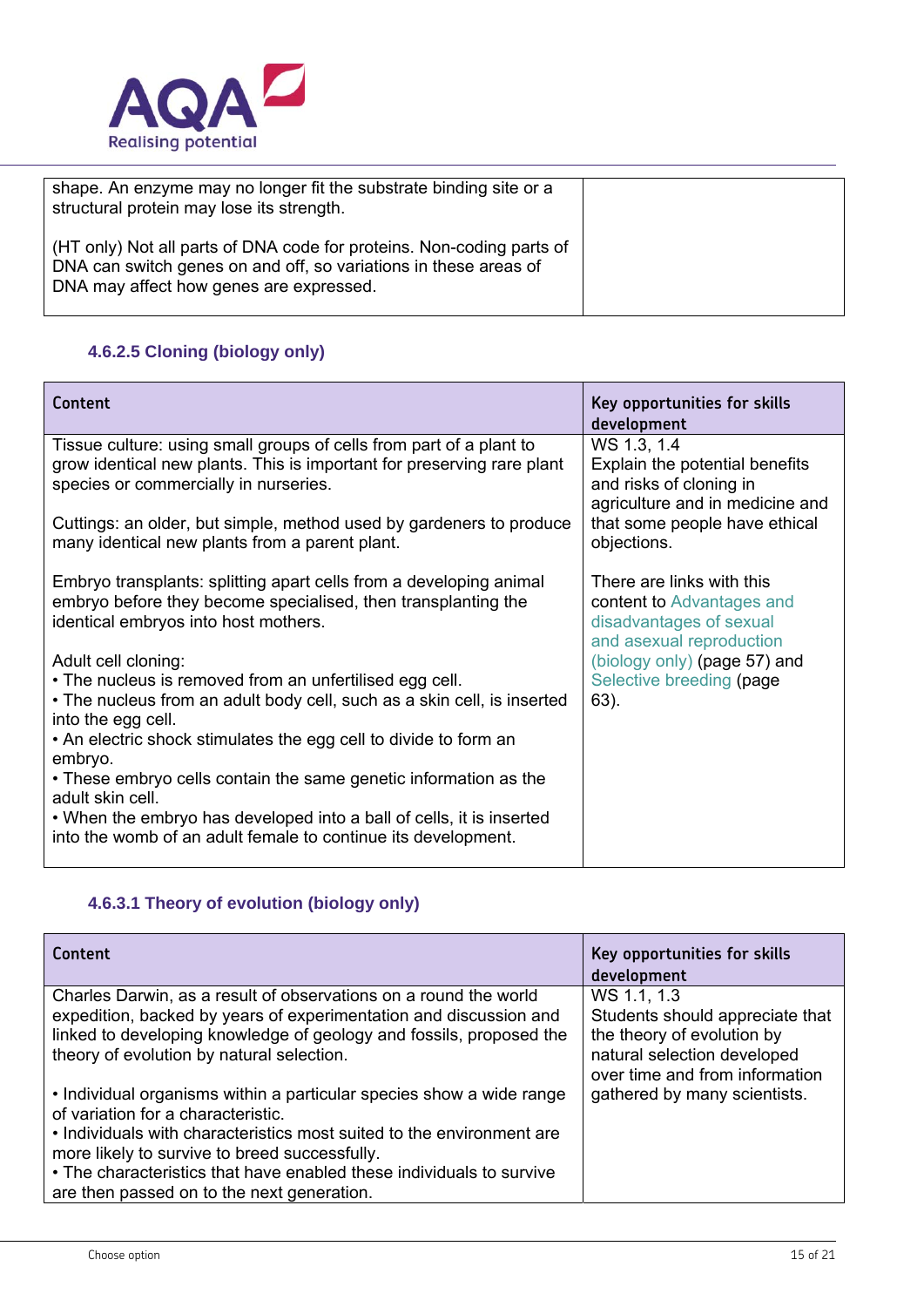| | |
|---|---|
| shape. An enzyme may no longer fit the substrate binding site or a structural protein may lose its strength.<br><br>(HT only) Not all parts of DNA code for proteins. Non-coding parts of DNA can switch genes on and off, so variations in these areas of DNA may affect how genes are expressed. | |

### 4.6.2.5 Cloning (biology only)

| Content | Key opportunities for skills development |
|---|---|
| Tissue culture: using small groups of cells from part of a plant to grow identical new plants. This is important for preserving rare plant species or commercially in nurseries.<br><br>Cuttings: an older, but simple, method used by gardeners to produce many identical new plants from a parent plant.<br><br>Embryo transplants: splitting apart cells from a developing animal embryo before they become specialised, then transplanting the identical embryos into host mothers.<br><br>Adult cell cloning:<br>• The nucleus is removed from an unfertilised egg cell.<br>• The nucleus from an adult body cell, such as a skin cell, is inserted into the egg cell.<br>• An electric shock stimulates the egg cell to divide to form an embryo.<br>• These embryo cells contain the same genetic information as the adult skin cell.<br>• When the embryo has developed into a ball of cells, it is inserted into the womb of an adult female to continue its development. | WS 1.3, 1.4<br>Explain the potential benefits and risks of cloning in agriculture and in medicine and that some people have ethical objections.<br><br>There are links with this content to Advantages and disadvantages of sexual and asexual reproduction (biology only) (page 57) and Selective breeding (page 63). |

### 4.6.3.1 Theory of evolution (biology only)

| Content | Key opportunities for skills development |
|---|---|
| Charles Darwin, as a result of observations on a round the world expedition, backed by years of experimentation and discussion and linked to developing knowledge of geology and fossils, proposed the theory of evolution by natural selection.<br><br>• Individual organisms within a particular species show a wide range of variation for a characteristic.<br>• Individuals with characteristics most suited to the environment are more likely to survive to breed successfully.<br>• The characteristics that have enabled these individuals to survive are then passed on to the next generation. | WS 1.1, 1.3<br>Students should appreciate that the theory of evolution by natural selection developed over time and from information gathered by many scientists. |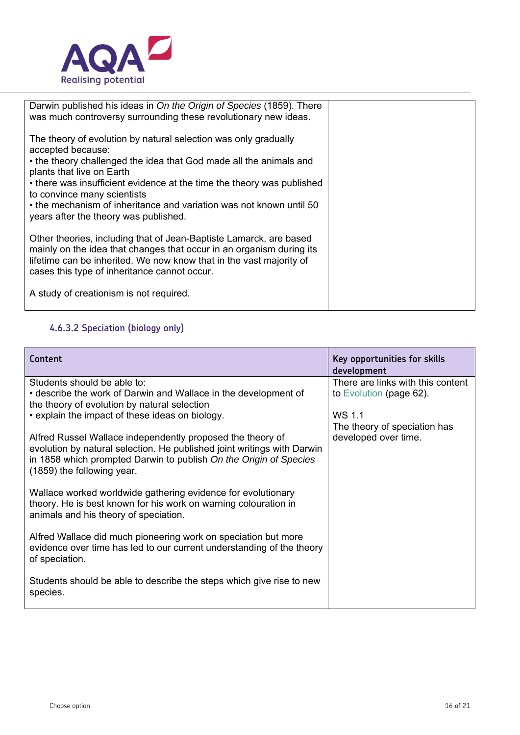| | |
|---|---|
| Darwin published his ideas in *On the Origin of Species* (1859). There was much controversy surrounding these revolutionary new ideas.<br><br>The theory of evolution by natural selection was only gradually accepted because:<br>• the theory challenged the idea that God made all the animals and plants that live on Earth<br>• there was insufficient evidence at the time the theory was published to convince many scientists<br>• the mechanism of inheritance and variation was not known until 50 years after the theory was published.<br><br>Other theories, including that of Jean-Baptiste Lamarck, are based mainly on the idea that changes that occur in an organism during its lifetime can be inherited. We now know that in the vast majority of cases this type of inheritance cannot occur.<br><br>A study of creationism is not required. | |

### 4.6.3.2 Speciation (biology only)

| Content | Key opportunities for skills development |
|---|---|
| Students should be able to:<br>• describe the work of Darwin and Wallace in the development of the theory of evolution by natural selection<br>• explain the impact of these ideas on biology.<br><br>Alfred Russel Wallace independently proposed the theory of evolution by natural selection. He published joint writings with Darwin in 1858 which prompted Darwin to publish *On the Origin of Species* (1859) the following year.<br><br>Wallace worked worldwide gathering evidence for evolutionary theory. He is best known for his work on warning colouration in animals and his theory of speciation.<br><br>Alfred Wallace did much pioneering work on speciation but more evidence over time has led to our current understanding of the theory of speciation.<br><br>Students should be able to describe the steps which give rise to new species. | There are links with this content to Evolution (page 62).<br><br>WS 1.1<br>The theory of speciation has developed over time. |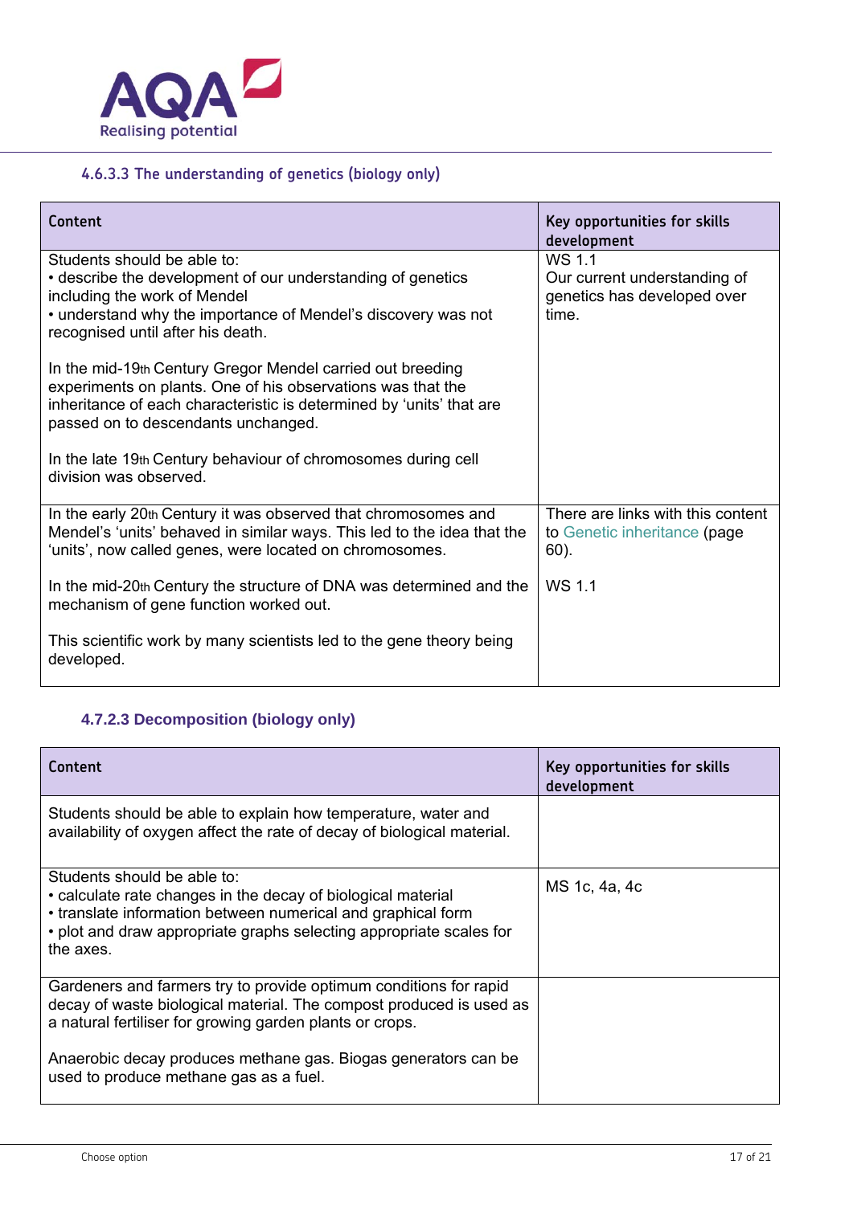#### 4.6.3.3 The understanding of genetics (biology only)

| Content | Key opportunities for skills development |
|---|---|
| Students should be able to:<br>• describe the development of our understanding of genetics including the work of Mendel<br>• understand why the importance of Mendel's discovery was not recognised until after his death.<br><br>In the mid-19th Century Gregor Mendel carried out breeding experiments on plants. One of his observations was that the inheritance of each characteristic is determined by 'units' that are passed on to descendants unchanged.<br><br>In the late 19th Century behaviour of chromosomes during cell division was observed. | WS 1.1<br>Our current understanding of genetics has developed over time. |
| In the early 20th Century it was observed that chromosomes and Mendel's 'units' behaved in similar ways. This led to the idea that the 'units', now called genes, were located on chromosomes.<br><br>In the mid-20th Century the structure of DNA was determined and the mechanism of gene function worked out.<br><br>This scientific work by many scientists led to the gene theory being developed. | There are links with this content to Genetic inheritance (page 60).<br><br>WS 1.1 |

#### 4.7.2.3 Decomposition (biology only)

| Content | Key opportunities for skills development |
|---|---|
| Students should be able to explain how temperature, water and availability of oxygen affect the rate of decay of biological material. | |
| Students should be able to:<br>• calculate rate changes in the decay of biological material<br>• translate information between numerical and graphical form<br>• plot and draw appropriate graphs selecting appropriate scales for the axes. | MS 1c, 4a, 4c |
| Gardeners and farmers try to provide optimum conditions for rapid decay of waste biological material. The compost produced is used as a natural fertiliser for growing garden plants or crops.<br><br>Anaerobic decay produces methane gas. Biogas generators can be used to produce methane gas as a fuel. | |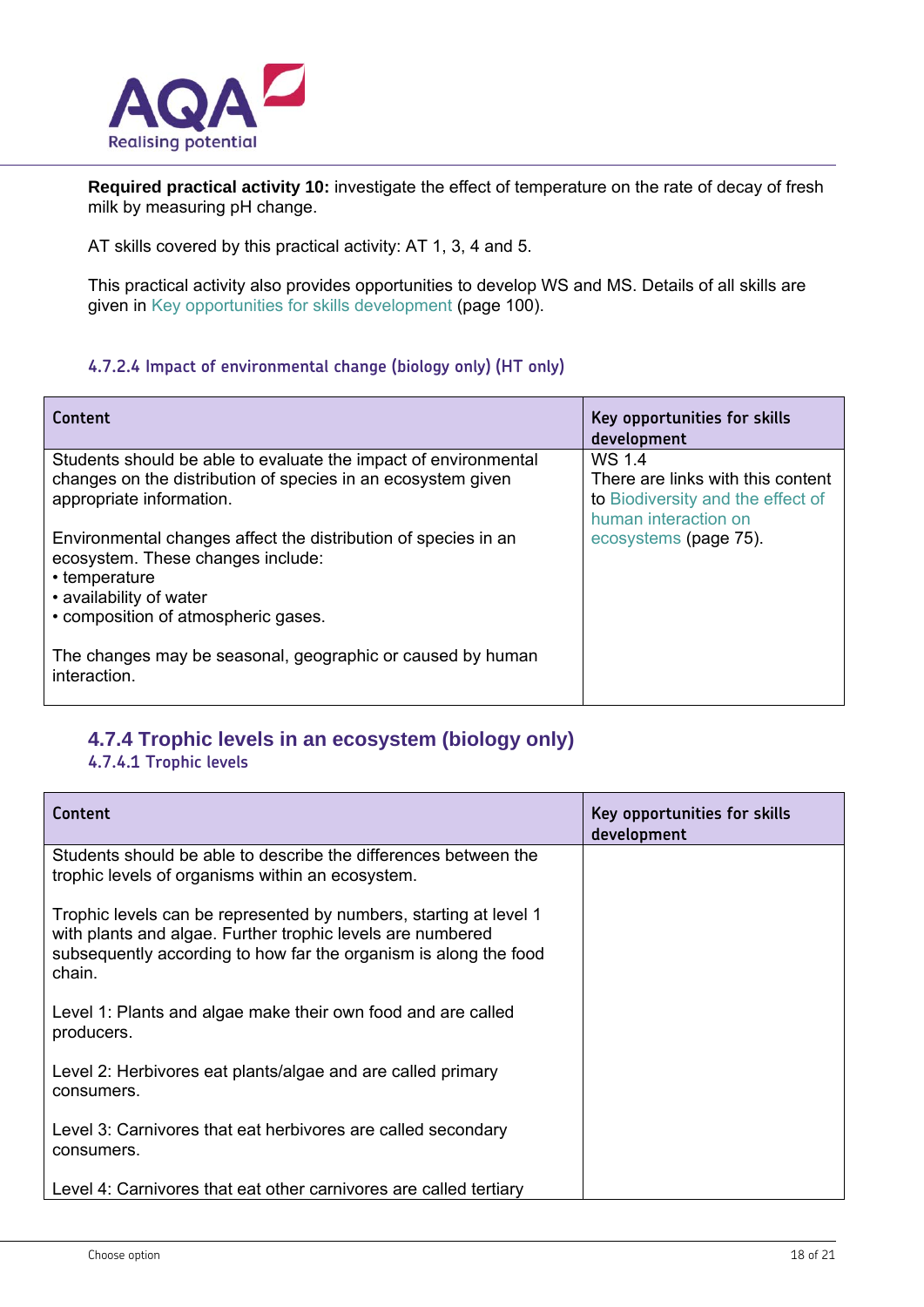**Required practical activity 10:** investigate the effect of temperature on the rate of decay of fresh milk by measuring pH change.

AT skills covered by this practical activity: AT 1, 3, 4 and 5.

This practical activity also provides opportunities to develop WS and MS. Details of all skills are given in Key opportunities for skills development (page 100).

#### 4.7.2.4 Impact of environmental change (biology only) (HT only)

| Content | Key opportunities for skills development |
|---|---|
| Students should be able to evaluate the impact of environmental changes on the distribution of species in an ecosystem given appropriate information.<br><br>Environmental changes affect the distribution of species in an ecosystem. These changes include:<br>• temperature<br>• availability of water<br>• composition of atmospheric gases.<br><br>The changes may be seasonal, geographic or caused by human interaction. | WS 1.4<br>There are links with this content to Biodiversity and the effect of human interaction on ecosystems (page 75). |

### 4.7.4 Trophic levels in an ecosystem (biology only)

#### 4.7.4.1 Trophic levels

| Content | Key opportunities for skills development |
|---|---|
| Students should be able to describe the differences between the trophic levels of organisms within an ecosystem.<br><br>Trophic levels can be represented by numbers, starting at level 1 with plants and algae. Further trophic levels are numbered subsequently according to how far the organism is along the food chain.<br><br>Level 1: Plants and algae make their own food and are called producers.<br><br>Level 2: Herbivores eat plants/algae and are called primary consumers.<br><br>Level 3: Carnivores that eat herbivores are called secondary consumers.<br><br>Level 4: Carnivores that eat other carnivores are called tertiary | |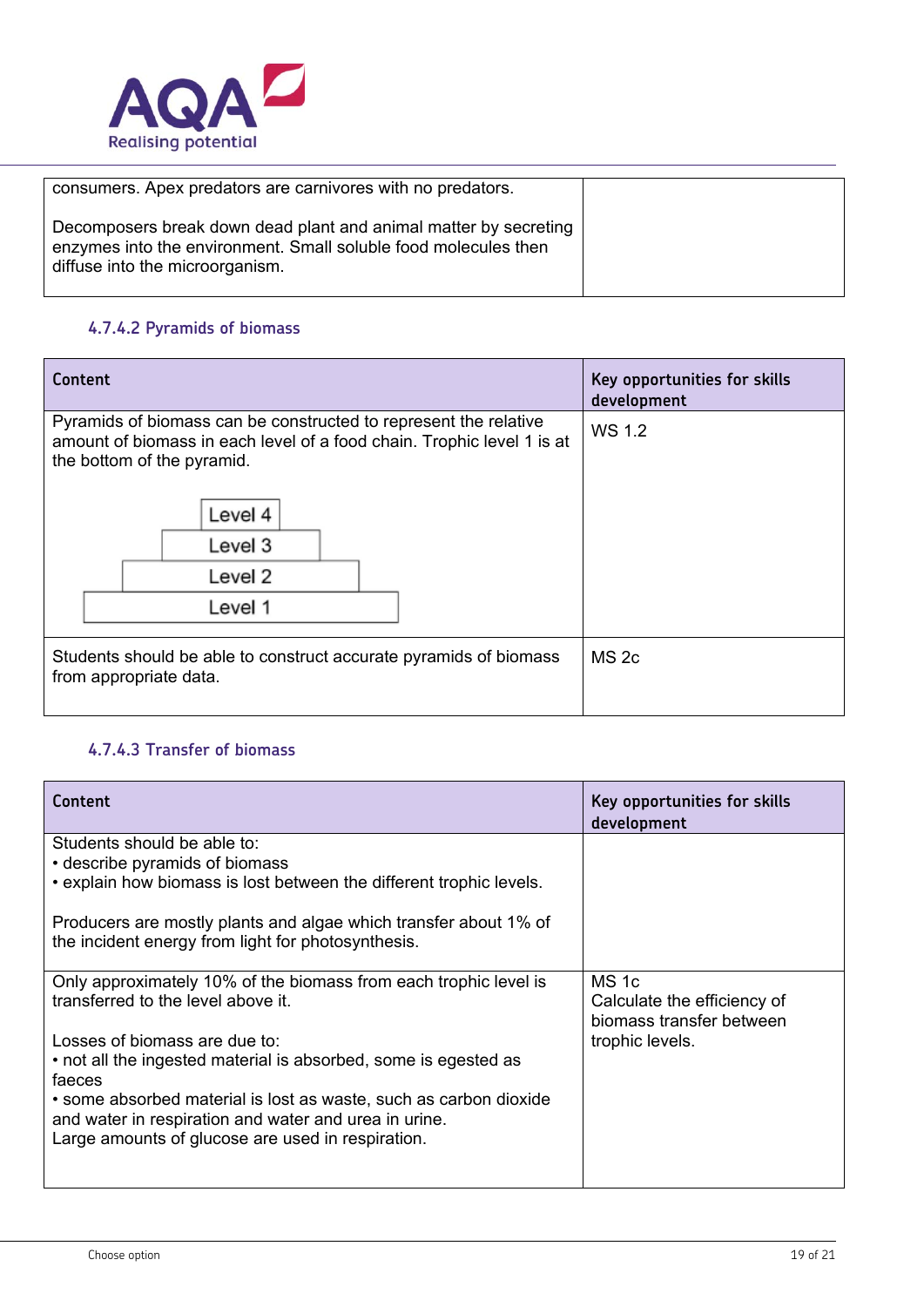| | |
|---|---|
| consumers. Apex predators are carnivores with no predators.<br><br>Decomposers break down dead plant and animal matter by secreting enzymes into the environment. Small soluble food molecules then diffuse into the microorganism. | |

### 4.7.4.2 Pyramids of biomass

| Content | Key opportunities for skills development |
|---|---|
| Pyramids of biomass can be constructed to represent the relative amount of biomass in each level of a food chain. Trophic level 1 is at the bottom of the pyramid.<br><br>Level 4<br>Level 3<br>Level 2<br>Level 1 | WS 1.2 |
| Students should be able to construct accurate pyramids of biomass from appropriate data. | MS 2c |

### 4.7.4.3 Transfer of biomass

| Content | Key opportunities for skills development |
|---|---|
| Students should be able to:<br>• describe pyramids of biomass<br>• explain how biomass is lost between the different trophic levels.<br><br>Producers are mostly plants and algae which transfer about 1% of the incident energy from light for photosynthesis. | |
| Only approximately 10% of the biomass from each trophic level is transferred to the level above it.<br><br>Losses of biomass are due to:<br>• not all the ingested material is absorbed, some is egested as faeces<br>• some absorbed material is lost as waste, such as carbon dioxide and water in respiration and water and urea in urine.<br>Large amounts of glucose are used in respiration. | MS 1c<br>Calculate the efficiency of biomass transfer between trophic levels. |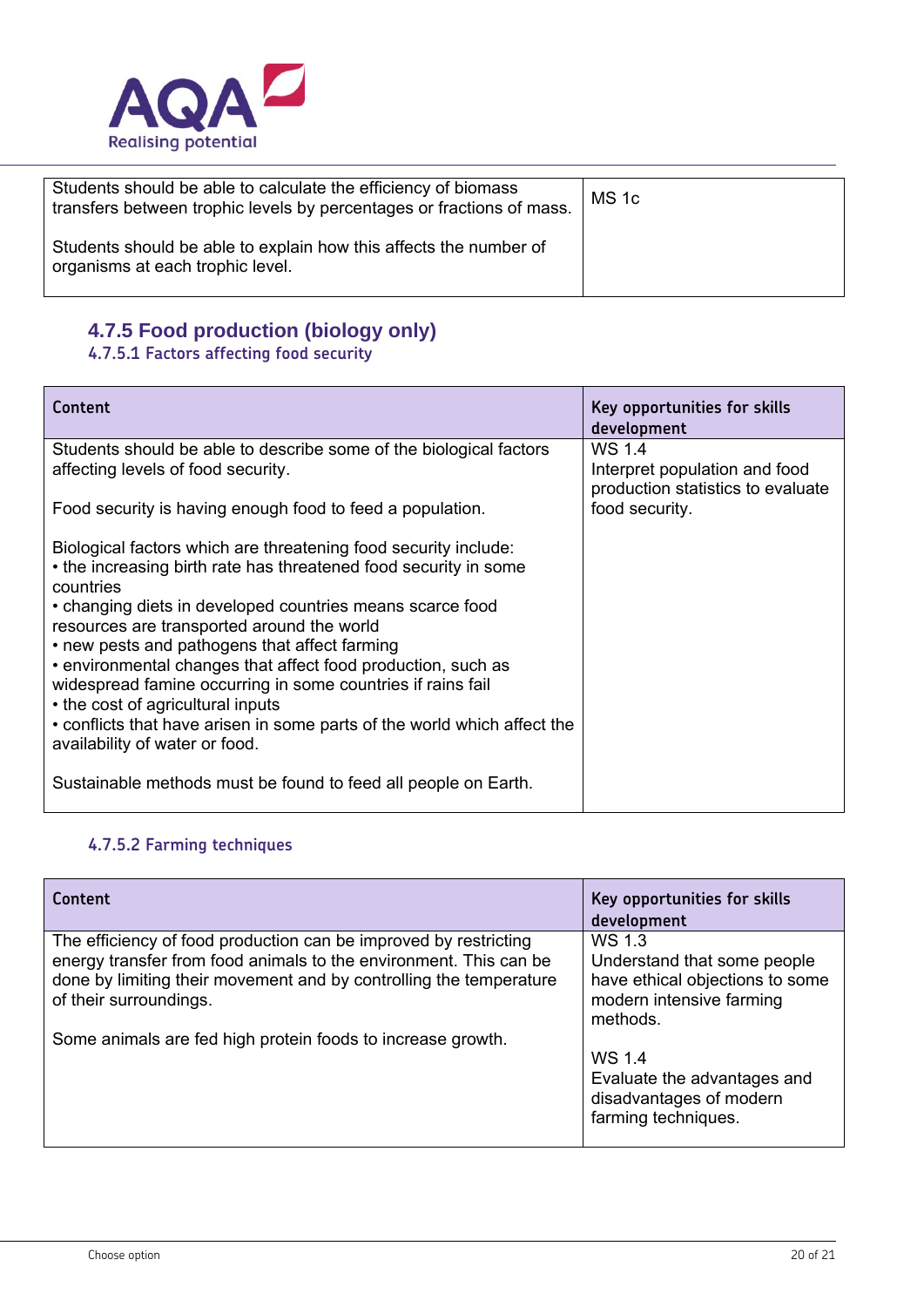| | |
|---|---|
| Students should be able to calculate the efficiency of biomass transfers between trophic levels by percentages or fractions of mass.<br><br>Students should be able to explain how this affects the number of organisms at each trophic level. | MS 1c |

## 4.7.5 Food production (biology only)

### 4.7.5.1 Factors affecting food security

| Content | Key opportunities for skills development |
|---|---|
| Students should be able to describe some of the biological factors affecting levels of food security.<br><br>Food security is having enough food to feed a population.<br><br>Biological factors which are threatening food security include:<br>• the increasing birth rate has threatened food security in some countries<br>• changing diets in developed countries means scarce food resources are transported around the world<br>• new pests and pathogens that affect farming<br>• environmental changes that affect food production, such as widespread famine occurring in some countries if rains fail<br>• the cost of agricultural inputs<br>• conflicts that have arisen in some parts of the world which affect the availability of water or food.<br><br>Sustainable methods must be found to feed all people on Earth. | WS 1.4<br>Interpret population and food production statistics to evaluate food security. |

### 4.7.5.2 Farming techniques

| Content | Key opportunities for skills development |
|---|---|
| The efficiency of food production can be improved by restricting energy transfer from food animals to the environment. This can be done by limiting their movement and by controlling the temperature of their surroundings.<br><br>Some animals are fed high protein foods to increase growth. | WS 1.3<br>Understand that some people have ethical objections to some modern intensive farming methods.<br><br>WS 1.4<br>Evaluate the advantages and disadvantages of modern farming techniques. |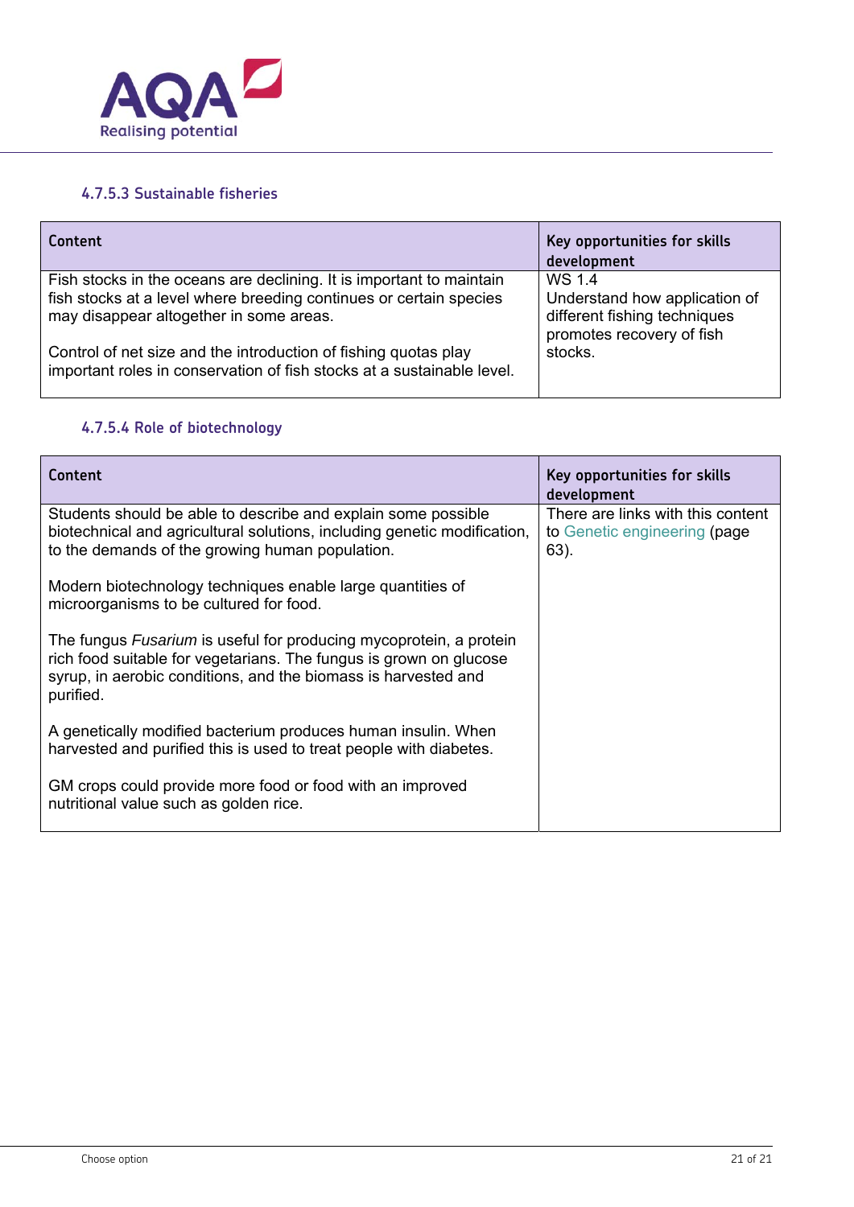### 4.7.5.3 Sustainable fisheries

| Content | Key opportunities for skills development |
|---|---|
| Fish stocks in the oceans are declining. It is important to maintain fish stocks at a level where breeding continues or certain species may disappear altogether in some areas.<br><br>Control of net size and the introduction of fishing quotas play important roles in conservation of fish stocks at a sustainable level. | WS 1.4<br>Understand how application of different fishing techniques promotes recovery of fish stocks. |

### 4.7.5.4 Role of biotechnology

| Content | Key opportunities for skills development |
|---|---|
| Students should be able to describe and explain some possible biotechnical and agricultural solutions, including genetic modification, to the demands of the growing human population.<br><br>Modern biotechnology techniques enable large quantities of microorganisms to be cultured for food.<br><br>The fungus *Fusarium* is useful for producing mycoprotein, a protein rich food suitable for vegetarians. The fungus is grown on glucose syrup, in aerobic conditions, and the biomass is harvested and purified.<br><br>A genetically modified bacterium produces human insulin. When harvested and purified this is used to treat people with diabetes.<br><br>GM crops could provide more food or food with an improved nutritional value such as golden rice. | There are links with this content to Genetic engineering (page 63). |